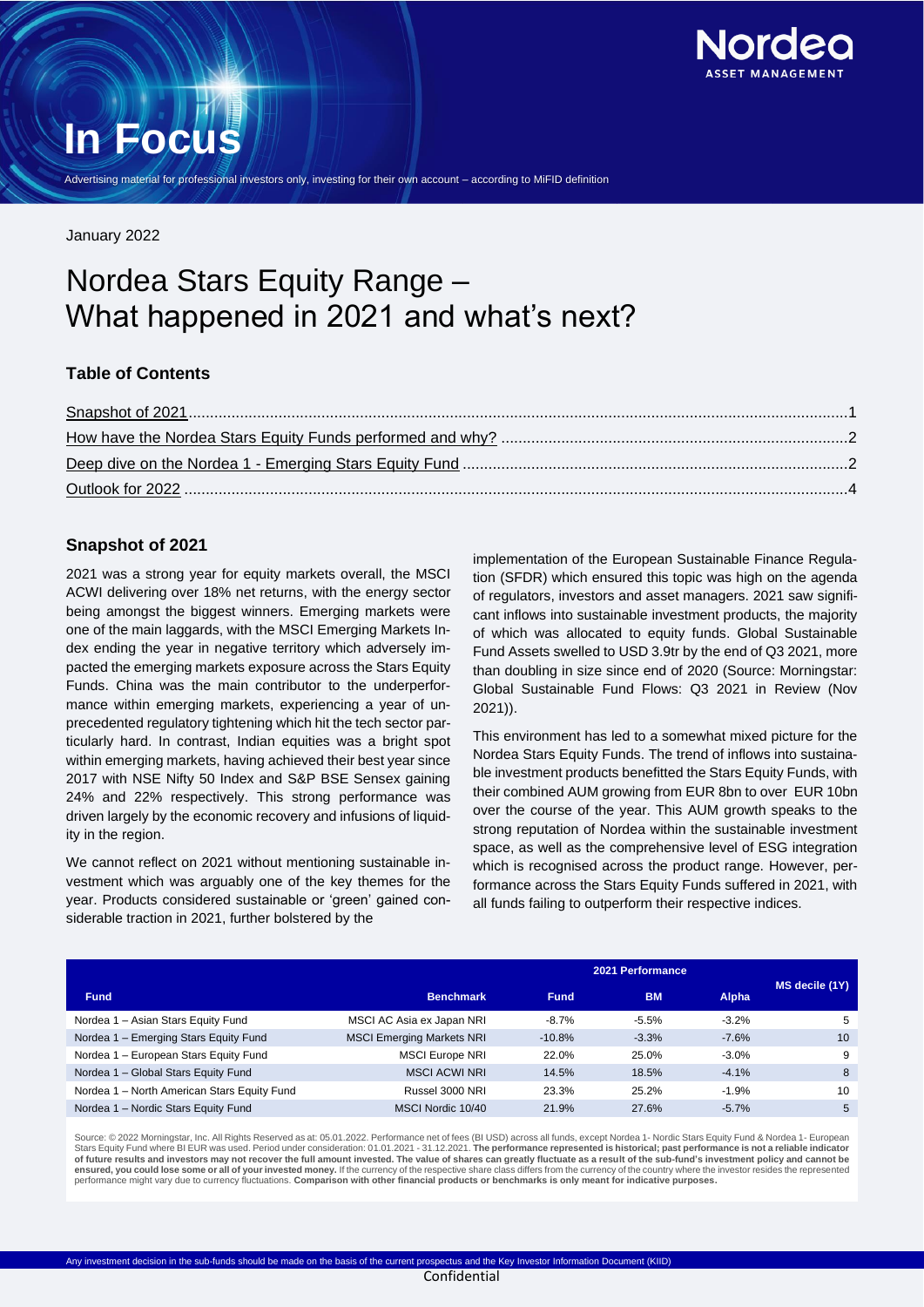# In Focus

Advertising material for professional investors only, investing for their own account – according to MiFID definition

January 2022

# Nordea Stars Equity Range – What happened in 2021 and what's next?

### Table of Contents

- Snapshot of 2021 ... 1
- How have the Nordea Stars Equity Funds performed and why? ... 2
- Deep dive on the Nordea 1 - Emerging Stars Equity Fund ... 2
- Outlook for 2022 ... 4

## Snapshot of 2021

2021 was a strong year for equity markets overall, the MSCI ACWI delivering over 18% net returns, with the energy sector being amongst the biggest winners. Emerging markets were one of the main laggards, with the MSCI Emerging Markets Index ending the year in negative territory which adversely impacted the emerging markets exposure across the Stars Equity Funds. China was the main contributor to the underperformance within emerging markets, experiencing a year of unprecedented regulatory tightening which hit the tech sector particularly hard. In contrast, Indian equities was a bright spot within emerging markets, having achieved their best year since 2017 with NSE Nifty 50 Index and S&P BSE Sensex gaining 24% and 22% respectively. This strong performance was driven largely by the economic recovery and infusions of liquidity in the region.

We cannot reflect on 2021 without mentioning sustainable investment which was arguably one of the key themes for the year. Products considered sustainable or 'green' gained considerable traction in 2021, further bolstered by the implementation of the European Sustainable Finance Regulation (SFDR) which ensured this topic was high on the agenda of regulators, investors and asset managers. 2021 saw significant inflows into sustainable investment products, the majority of which was allocated to equity funds. Global Sustainable Fund Assets swelled to USD 3.9tr by the end of Q3 2021, more than doubling in size since end of 2020 (Source: Morningstar: Global Sustainable Fund Flows: Q3 2021 in Review (Nov 2021)).

This environment has led to a somewhat mixed picture for the Nordea Stars Equity Funds. The trend of inflows into sustainable investment products benefitted the Stars Equity Funds, with their combined AUM growing from EUR 8bn to over EUR 10bn over the course of the year. This AUM growth speaks to the strong reputation of Nordea within the sustainable investment space, as well as the comprehensive level of ESG integration which is recognised across the product range. However, performance across the Stars Equity Funds suffered in 2021, with all funds failing to outperform their respective indices.

| | | 2021 Performance | | | |
|---|---|---|---|---|---|
| **Fund** | **Benchmark** | **Fund** | **BM** | **Alpha** | **MS decile (1Y)** |
| Nordea 1 – Asian Stars Equity Fund | MSCI AC Asia ex Japan NRI | -8.7% | -5.5% | -3.2% | 5 |
| Nordea 1 – Emerging Stars Equity Fund | MSCI Emerging Markets NRI | -10.8% | -3.3% | -7.6% | 10 |
| Nordea 1 – European Stars Equity Fund | MSCI Europe NRI | 22.0% | 25.0% | -3.0% | 9 |
| Nordea 1 – Global Stars Equity Fund | MSCI ACWI NRI | 14.5% | 18.5% | -4.1% | 8 |
| Nordea 1 – North American Stars Equity Fund | Russel 3000 NRI | 23.3% | 25.2% | -1.9% | 10 |
| Nordea 1 – Nordic Stars Equity Fund | MSCI Nordic 10/40 | 21.9% | 27.6% | -5.7% | 5 |

Source: © 2022 Morningstar, Inc. All Rights Reserved as at: 05.01.2022. Performance net of fees (BI USD) across all funds, except Nordea 1- Nordic Stars Equity Fund & Nordea 1- European Stars Equity Fund where BI EUR was used. Period under consideration: 01.01.2021 - 31.12.2021. **The performance represented is historical; past performance is not a reliable indicator of future results and investors may not recover the full amount invested. The value of shares can greatly fluctuate as a result of the sub-fund's investment policy and cannot be ensured, you could lose some or all of your invested money.** If the currency of the respective share class differs from the currency of the country where the investor resides the represented performance might vary due to currency fluctuations. **Comparison with other financial products or benchmarks is only meant for indicative purposes.**

Any investment decision in the sub-funds should be made on the basis of the current prospectus and the Key Investor Information Document (KIID)

Confidential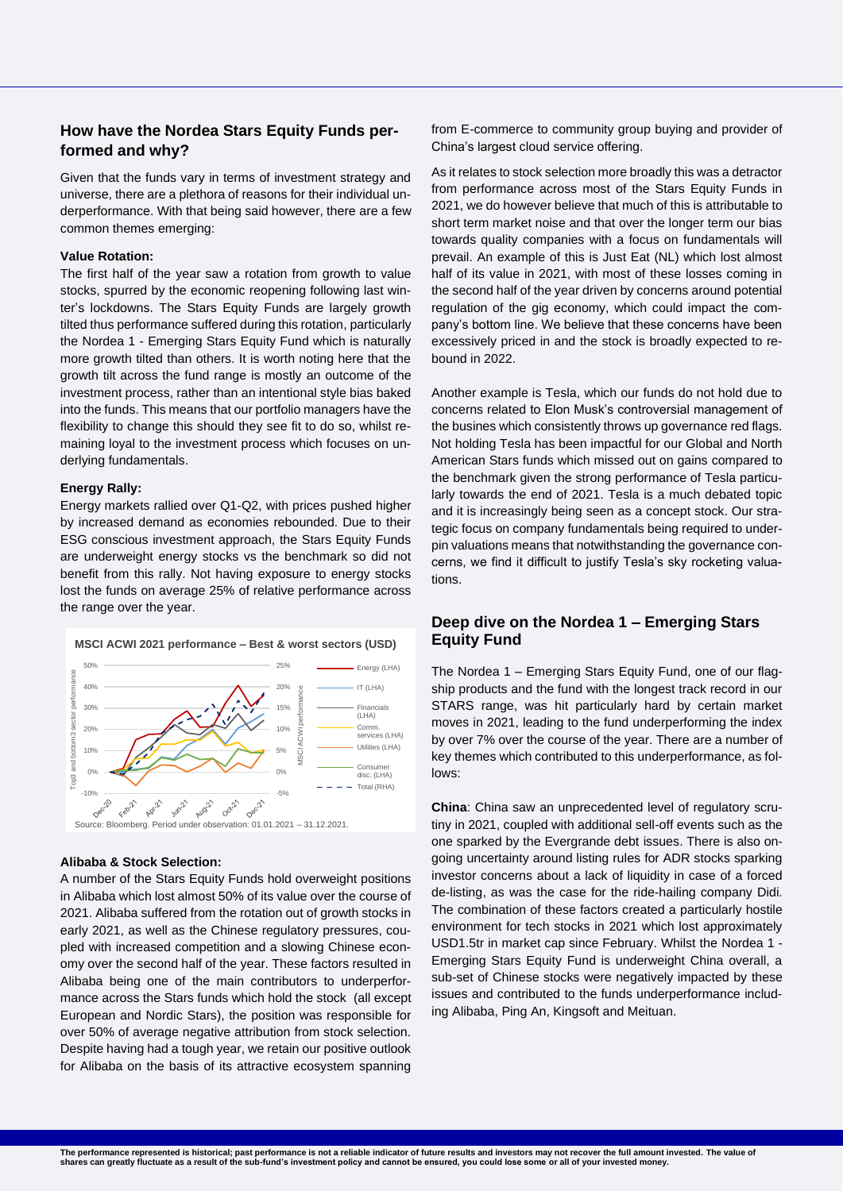## How have the Nordea Stars Equity Funds performed and why?

Given that the funds vary in terms of investment strategy and universe, there are a plethora of reasons for their individual underperformance. With that being said however, there are a few common themes emerging:

**Value Rotation:**

The first half of the year saw a rotation from growth to value stocks, spurred by the economic reopening following last winter's lockdowns. The Stars Equity Funds are largely growth tilted thus performance suffered during this rotation, particularly the Nordea 1 - Emerging Stars Equity Fund which is naturally more growth tilted than others. It is worth noting here that the growth tilt across the fund range is mostly an outcome of the investment process, rather than an intentional style bias baked into the funds. This means that our portfolio managers have the flexibility to change this should they see fit to do so, whilst remaining loyal to the investment process which focuses on underlying fundamentals.

**Energy Rally:**

Energy markets rallied over Q1-Q2, with prices pushed higher by increased demand as economies rebounded. Due to their ESG conscious investment approach, the Stars Equity Funds are underweight energy stocks vs the benchmark so did not benefit from this rally. Not having exposure to energy stocks lost the funds on average 25% of relative performance across the range over the year.

**MSCI ACWI 2021 performance – Best & worst sectors (USD)**

Source: Bloomberg. Period under observation: 01.01.2021 – 31.12.2021.

**Alibaba & Stock Selection:**

A number of the Stars Equity Funds hold overweight positions in Alibaba which lost almost 50% of its value over the course of 2021. Alibaba suffered from the rotation out of growth stocks in early 2021, as well as the Chinese regulatory pressures, coupled with increased competition and a slowing Chinese economy over the second half of the year. These factors resulted in Alibaba being one of the main contributors to underperformance across the Stars funds which hold the stock (all except European and Nordic Stars), the position was responsible for over 50% of average negative attribution from stock selection. Despite having had a tough year, we retain our positive outlook for Alibaba on the basis of its attractive ecosystem spanning from E-commerce to community group buying and provider of China's largest cloud service offering.

As it relates to stock selection more broadly this was a detractor from performance across most of the Stars Equity Funds in 2021, we do however believe that much of this is attributable to short term market noise and that over the longer term our bias towards quality companies with a focus on fundamentals will prevail. An example of this is Just Eat (NL) which lost almost half of its value in 2021, with most of these losses coming in the second half of the year driven by concerns around potential regulation of the gig economy, which could impact the company's bottom line. We believe that these concerns have been excessively priced in and the stock is broadly expected to rebound in 2022.

Another example is Tesla, which our funds do not hold due to concerns related to Elon Musk's controversial management of the busines which consistently throws up governance red flags. Not holding Tesla has been impactful for our Global and North American Stars funds which missed out on gains compared to the benchmark given the strong performance of Tesla particularly towards the end of 2021. Tesla is a much debated topic and it is increasingly being seen as a concept stock. Our strategic focus on company fundamentals being required to underpin valuations means that notwithstanding the governance concerns, we find it difficult to justify Tesla's sky rocketing valuations.

## Deep dive on the Nordea 1 – Emerging Stars Equity Fund

The Nordea 1 – Emerging Stars Equity Fund, one of our flagship products and the fund with the longest track record in our STARS range, was hit particularly hard by certain market moves in 2021, leading to the fund underperforming the index by over 7% over the course of the year. There are a number of key themes which contributed to this underperformance, as follows:

**China**: China saw an unprecedented level of regulatory scrutiny in 2021, coupled with additional sell-off events such as the one sparked by the Evergrande debt issues. There is also ongoing uncertainty around listing rules for ADR stocks sparking investor concerns about a lack of liquidity in case of a forced de-listing, as was the case for the ride-hailing company Didi. The combination of these factors created a particularly hostile environment for tech stocks in 2021 which lost approximately USD1.5tr in market cap since February. Whilst the Nordea 1 - Emerging Stars Equity Fund is underweight China overall, a sub-set of Chinese stocks were negatively impacted by these issues and contributed to the funds underperformance including Alibaba, Ping An, Kingsoft and Meituan.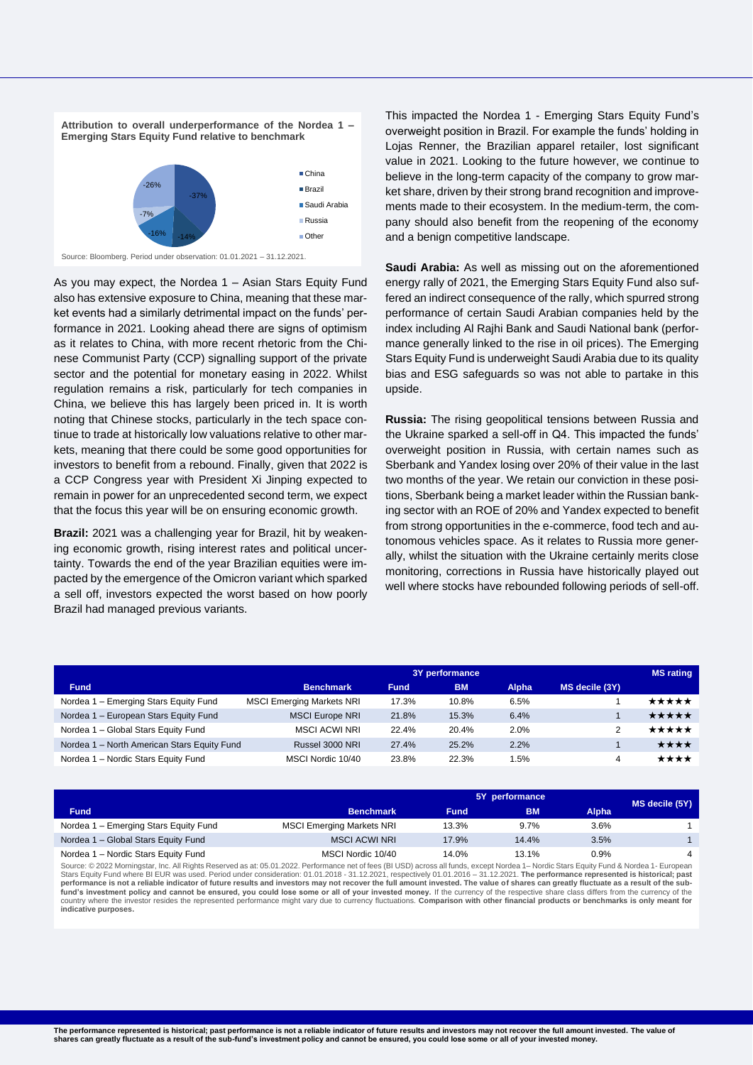**Attribution to overall underperformance of the Nordea 1 – Emerging Stars Equity Fund relative to benchmark**

- China: -37%
- Brazil: -14%
- Saudi Arabia: -16%
- Russia: -7%
- Other: -26%

Source: Bloomberg. Period under observation: 01.01.2021 – 31.12.2021.

As you may expect, the Nordea 1 – Asian Stars Equity Fund also has extensive exposure to China, meaning that these market events had a similarly detrimental impact on the funds' performance in 2021. Looking ahead there are signs of optimism as it relates to China, with more recent rhetoric from the Chinese Communist Party (CCP) signalling support of the private sector and the potential for monetary easing in 2022. Whilst regulation remains a risk, particularly for tech companies in China, we believe this has largely been priced in. It is worth noting that Chinese stocks, particularly in the tech space continue to trade at historically low valuations relative to other markets, meaning that there could be some good opportunities for investors to benefit from a rebound. Finally, given that 2022 is a CCP Congress year with President Xi Jinping expected to remain in power for an unprecedented second term, we expect that the focus this year will be on ensuring economic growth.

**Brazil:** 2021 was a challenging year for Brazil, hit by weakening economic growth, rising interest rates and political uncertainty. Towards the end of the year Brazilian equities were impacted by the emergence of the Omicron variant which sparked a sell off, investors expected the worst based on how poorly Brazil had managed previous variants.

This impacted the Nordea 1 - Emerging Stars Equity Fund's overweight position in Brazil. For example the funds' holding in Lojas Renner, the Brazilian apparel retailer, lost significant value in 2021. Looking to the future however, we continue to believe in the long-term capacity of the company to grow market share, driven by their strong brand recognition and improvements made to their ecosystem. In the medium-term, the company should also benefit from the reopening of the economy and a benign competitive landscape.

**Saudi Arabia:** As well as missing out on the aforementioned energy rally of 2021, the Emerging Stars Equity Fund also suffered an indirect consequence of the rally, which spurred strong performance of certain Saudi Arabian companies held by the index including Al Rajhi Bank and Saudi National bank (performance generally linked to the rise in oil prices). The Emerging Stars Equity Fund is underweight Saudi Arabia due to its quality bias and ESG safeguards so was not able to partake in this upside.

**Russia:** The rising geopolitical tensions between Russia and the Ukraine sparked a sell-off in Q4. This impacted the funds' overweight position in Russia, with certain names such as Sberbank and Yandex losing over 20% of their value in the last two months of the year. We retain our conviction in these positions, Sberbank being a market leader within the Russian banking sector with an ROE of 20% and Yandex expected to benefit from strong opportunities in the e-commerce, food tech and autonomous vehicles space. As it relates to Russia more generally, whilst the situation with the Ukraine certainly merits close monitoring, corrections in Russia have historically played out well where stocks have rebounded following periods of sell-off.

| | | 3Y performance | | | | MS rating |
|---|---|---|---|---|---|---|
| **Fund** | **Benchmark** | **Fund** | **BM** | **Alpha** | **MS decile (3Y)** | |
| Nordea 1 – Emerging Stars Equity Fund | MSCI Emerging Markets NRI | 17.3% | 10.8% | 6.5% | 1 | ★★★★★ |
| Nordea 1 – European Stars Equity Fund | MSCI Europe NRI | 21.8% | 15.3% | 6.4% | 1 | ★★★★★ |
| Nordea 1 – Global Stars Equity Fund | MSCI ACWI NRI | 22.4% | 20.4% | 2.0% | 2 | ★★★★★ |
| Nordea 1 – North American Stars Equity Fund | Russel 3000 NRI | 27.4% | 25.2% | 2.2% | 1 | ★★★★ |
| Nordea 1 – Nordic Stars Equity Fund | MSCI Nordic 10/40 | 23.8% | 22.3% | 1.5% | 4 | ★★★★ |

| | | 5Y performance | | | MS decile (5Y) |
|---|---|---|---|---|---|
| **Fund** | **Benchmark** | **Fund** | **BM** | **Alpha** | |
| Nordea 1 – Emerging Stars Equity Fund | MSCI Emerging Markets NRI | 13.3% | 9.7% | 3.6% | 1 |
| Nordea 1 – Global Stars Equity Fund | MSCI ACWI NRI | 17.9% | 14.4% | 3.5% | 1 |
| Nordea 1 – Nordic Stars Equity Fund | MSCI Nordic 10/40 | 14.0% | 13.1% | 0.9% | 4 |

Source: © 2022 Morningstar, Inc. All Rights Reserved as at: 05.01.2022. Performance net of fees (BI USD) across all funds, except Nordea 1– Nordic Stars Equity Fund & Nordea 1- European Stars Equity Fund where BI EUR was used. Period under consideration: 01.01.2018 - 31.12.2021, respectively 01.01.2016 – 31.12.2021. **The performance represented is historical; past performance is not a reliable indicator of future results and investors may not recover the full amount invested. The value of shares can greatly fluctuate as a result of the sub-fund's investment policy and cannot be ensured, you could lose some or all of your invested money.** If the currency of the respective share class differs from the currency of the country where the investor resides the represented performance might vary due to currency fluctuations. **Comparison with other financial products or benchmarks is only meant for indicative purposes.**

**The performance represented is historical; past performance is not a reliable indicator of future results and investors may not recover the full amount invested. The value of shares can greatly fluctuate as a result of the sub-fund's investment policy and cannot be ensured, you could lose some or all of your invested money.**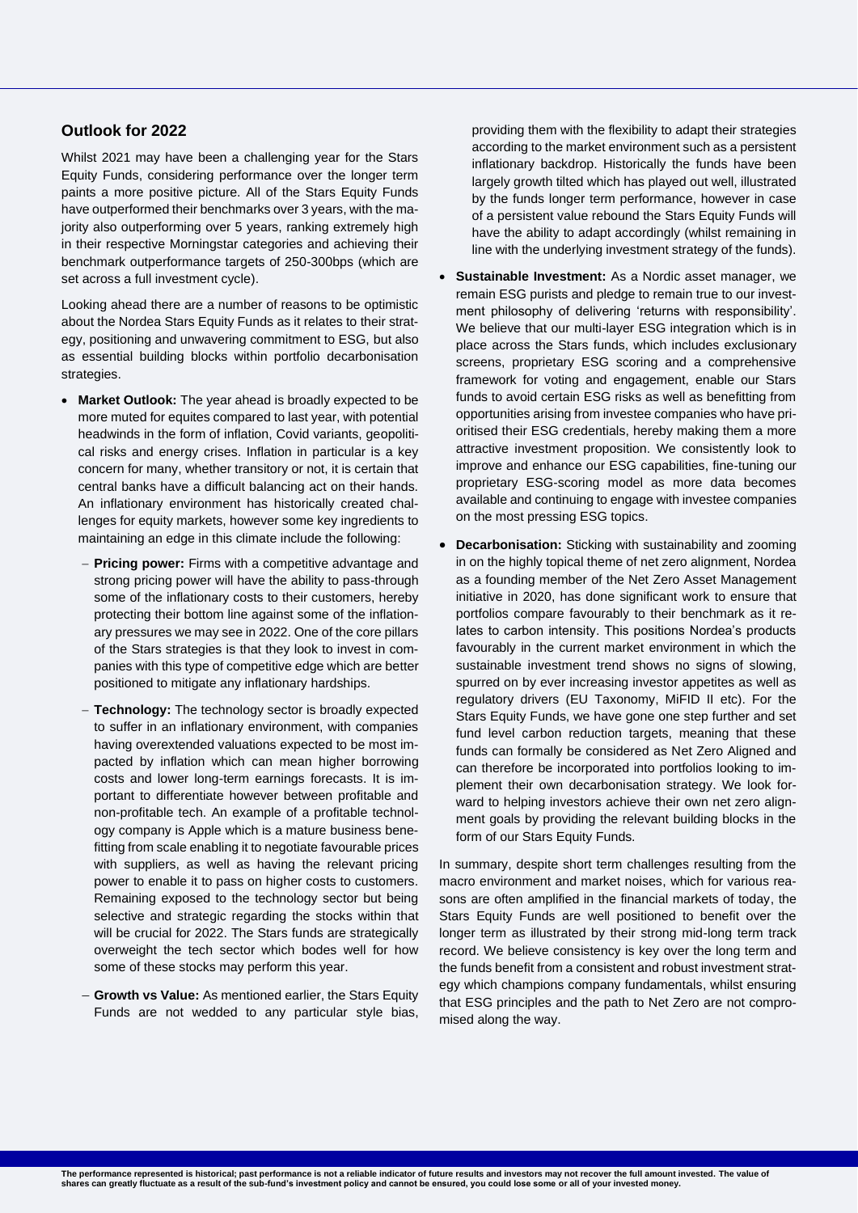## Outlook for 2022

Whilst 2021 may have been a challenging year for the Stars Equity Funds, considering performance over the longer term paints a more positive picture. All of the Stars Equity Funds have outperformed their benchmarks over 3 years, with the majority also outperforming over 5 years, ranking extremely high in their respective Morningstar categories and achieving their benchmark outperformance targets of 250-300bps (which are set across a full investment cycle).

Looking ahead there are a number of reasons to be optimistic about the Nordea Stars Equity Funds as it relates to their strategy, positioning and unwavering commitment to ESG, but also as essential building blocks within portfolio decarbonisation strategies.

- **Market Outlook:** The year ahead is broadly expected to be more muted for equites compared to last year, with potential headwinds in the form of inflation, Covid variants, geopolitical risks and energy crises. Inflation in particular is a key concern for many, whether transitory or not, it is certain that central banks have a difficult balancing act on their hands. An inflationary environment has historically created challenges for equity markets, however some key ingredients to maintaining an edge in this climate include the following:
  - **Pricing power:** Firms with a competitive advantage and strong pricing power will have the ability to pass-through some of the inflationary costs to their customers, hereby protecting their bottom line against some of the inflationary pressures we may see in 2022. One of the core pillars of the Stars strategies is that they look to invest in companies with this type of competitive edge which are better positioned to mitigate any inflationary hardships.
  - **Technology:** The technology sector is broadly expected to suffer in an inflationary environment, with companies having overextended valuations expected to be most impacted by inflation which can mean higher borrowing costs and lower long-term earnings forecasts. It is important to differentiate however between profitable and non-profitable tech. An example of a profitable technology company is Apple which is a mature business benefitting from scale enabling it to negotiate favourable prices with suppliers, as well as having the relevant pricing power to enable it to pass on higher costs to customers. Remaining exposed to the technology sector but being selective and strategic regarding the stocks within that will be crucial for 2022. The Stars funds are strategically overweight the tech sector which bodes well for how some of these stocks may perform this year.
  - **Growth vs Value:** As mentioned earlier, the Stars Equity Funds are not wedded to any particular style bias, providing them with the flexibility to adapt their strategies according to the market environment such as a persistent inflationary backdrop. Historically the funds have been largely growth tilted which has played out well, illustrated by the funds longer term performance, however in case of a persistent value rebound the Stars Equity Funds will have the ability to adapt accordingly (whilst remaining in line with the underlying investment strategy of the funds).
- **Sustainable Investment:** As a Nordic asset manager, we remain ESG purists and pledge to remain true to our investment philosophy of delivering 'returns with responsibility'. We believe that our multi-layer ESG integration which is in place across the Stars funds, which includes exclusionary screens, proprietary ESG scoring and a comprehensive framework for voting and engagement, enable our Stars funds to avoid certain ESG risks as well as benefitting from opportunities arising from investee companies who have prioritised their ESG credentials, hereby making them a more attractive investment proposition. We consistently look to improve and enhance our ESG capabilities, fine-tuning our proprietary ESG-scoring model as more data becomes available and continuing to engage with investee companies on the most pressing ESG topics.
- **Decarbonisation:** Sticking with sustainability and zooming in on the highly topical theme of net zero alignment, Nordea as a founding member of the Net Zero Asset Management initiative in 2020, has done significant work to ensure that portfolios compare favourably to their benchmark as it relates to carbon intensity. This positions Nordea's products favourably in the current market environment in which the sustainable investment trend shows no signs of slowing, spurred on by ever increasing investor appetites as well as regulatory drivers (EU Taxonomy, MiFID II etc). For the Stars Equity Funds, we have gone one step further and set fund level carbon reduction targets, meaning that these funds can formally be considered as Net Zero Aligned and can therefore be incorporated into portfolios looking to implement their own decarbonisation strategy. We look forward to helping investors achieve their own net zero alignment goals by providing the relevant building blocks in the form of our Stars Equity Funds.

In summary, despite short term challenges resulting from the macro environment and market noises, which for various reasons are often amplified in the financial markets of today, the Stars Equity Funds are well positioned to benefit over the longer term as illustrated by their strong mid-long term track record. We believe consistency is key over the long term and the funds benefit from a consistent and robust investment strategy which champions company fundamentals, whilst ensuring that ESG principles and the path to Net Zero are not compromised along the way.

**The performance represented is historical; past performance is not a reliable indicator of future results and investors may not recover the full amount invested. The value of shares can greatly fluctuate as a result of the sub-fund's investment policy and cannot be ensured, you could lose some or all of your invested money.**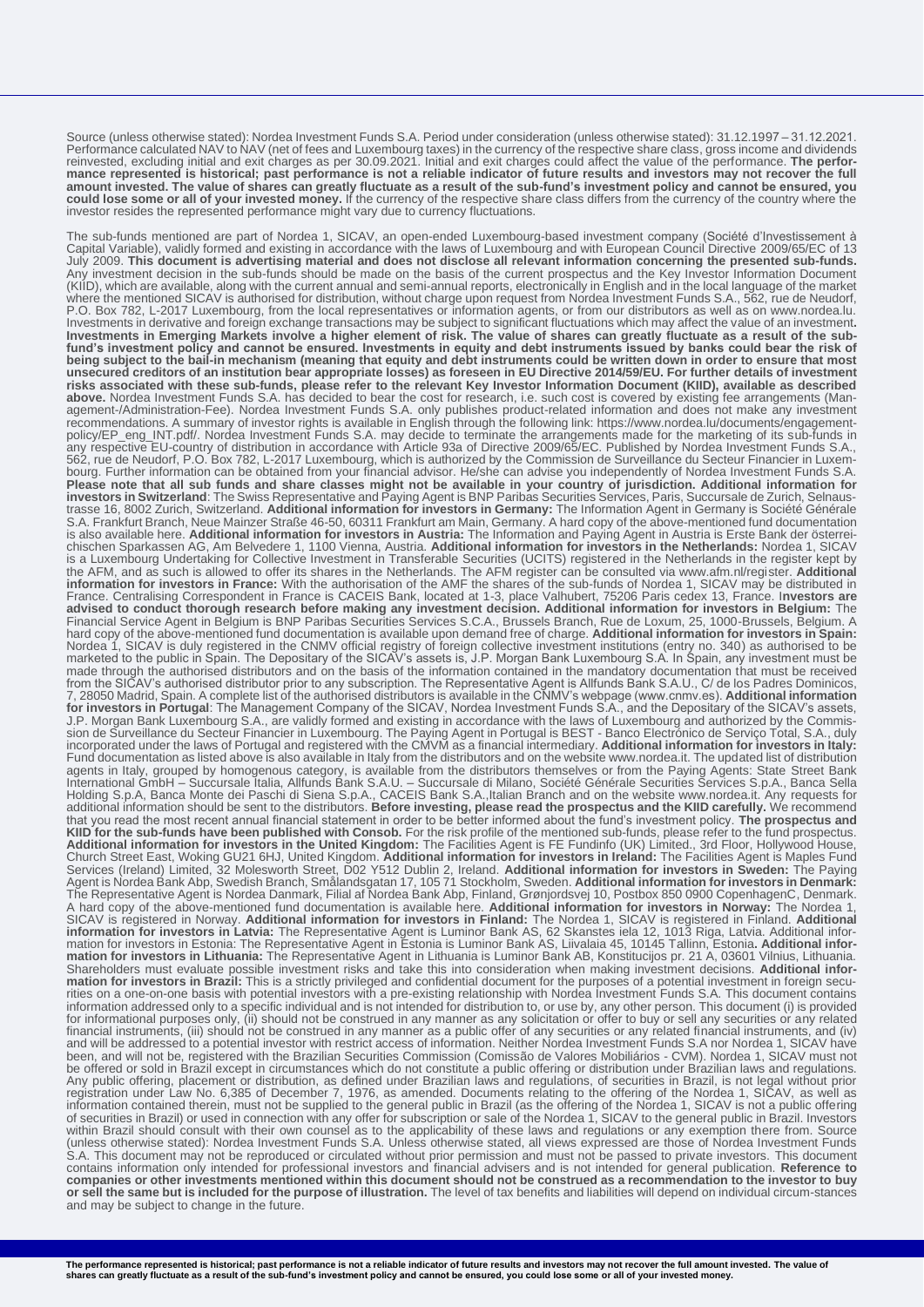Source (unless otherwise stated): Nordea Investment Funds S.A. Period under consideration (unless otherwise stated): 31.12.1997 – 31.12.2021. Performance calculated NAV to NAV (net of fees and Luxembourg taxes) in the currency of the respective share class, gross income and dividends reinvested, excluding initial and exit charges as per 30.09.2021. Initial and exit charges could affect the value of the performance. **The performance represented is historical; past performance is not a reliable indicator of future results and investors may not recover the full amount invested. The value of shares can greatly fluctuate as a result of the sub-fund's investment policy and cannot be ensured, you could lose some or all of your invested money.** If the currency of the respective share class differs from the currency of the country where the investor resides the represented performance might vary due to currency fluctuations.

The sub-funds mentioned are part of Nordea 1, SICAV, an open-ended Luxembourg-based investment company (Société d'Investissement à Capital Variable), validly formed and existing in accordance with the laws of Luxembourg and with European Council Directive 2009/65/EC of 13 July 2009. **This document is advertising material and does not disclose all relevant information concerning the presented sub-funds.** Any investment decision in the sub-funds should be made on the basis of the current prospectus and the Key Investor Information Document (KIID), which are available, along with the current annual and semi-annual reports, electronically in English and in the local language of the market where the mentioned SICAV is authorised for distribution, without charge upon request from Nordea Investment Funds S.A., 562, rue de Neudorf, P.O. Box 782, L-2017 Luxembourg, from the local representatives or information agents, or from our distributors as well as on www.nordea.lu. Investments in derivative and foreign exchange transactions may be subject to significant fluctuations which may affect the value of an investment**. Investments in Emerging Markets involve a higher element of risk. The value of shares can greatly fluctuate as a result of the sub-fund's investment policy and cannot be ensured. Investments in equity and debt instruments issued by banks could bear the risk of being subject to the bail-in mechanism (meaning that equity and debt instruments could be written down in order to ensure that most unsecured creditors of an institution bear appropriate losses) as foreseen in EU Directive 2014/59/EU. For further details of investment risks associated with these sub-funds, please refer to the relevant Key Investor Information Document (KIID), available as described above.** Nordea Investment Funds S.A. has decided to bear the cost for research, i.e. such cost is covered by existing fee arrangements (Management-/Administration-Fee). Nordea Investment Funds S.A. only publishes product-related information and does not make any investment recommendations. A summary of investor rights is available in English through the following link: https://www.nordea.lu/documents/engagement-policy/EP_eng_INT.pdf/. Nordea Investment Funds S.A. may decide to terminate the arrangements made for the marketing of its sub-funds in any respective EU-country of distribution in accordance with Article 93a of Directive 2009/65/EC. Published by Nordea Investment Funds S.A., 562, rue de Neudorf, P.O. Box 782, L-2017 Luxembourg, which is authorized by the Commission de Surveillance du Secteur Financier in Luxembourg. Further information can be obtained from your financial advisor. He/she can advise you independently of Nordea Investment Funds S.A. **Please note that all sub funds and share classes might not be available in your country of jurisdiction. Additional information for investors in Switzerland**: The Swiss Representative and Paying Agent is BNP Paribas Securities Services, Paris, Succursale de Zurich, Selnaustrasse 16, 8002 Zurich, Switzerland. **Additional information for investors in Germany:** The Information Agent in Germany is Société Générale S.A. Frankfurt Branch, Neue Mainzer Straße 46-50, 60311 Frankfurt am Main, Germany. A hard copy of the above-mentioned fund documentation is also available here. **Additional information for investors in Austria:** The Information and Paying Agent in Austria is Erste Bank der österreichischen Sparkassen AG, Am Belvedere 1, 1100 Vienna, Austria. **Additional information for investors in the Netherlands:** Nordea 1, SICAV is a Luxembourg Undertaking for Collective Investment in Transferable Securities (UCITS) registered in the Netherlands in the register kept by the AFM, and as such is allowed to offer its shares in the Netherlands. The AFM register can be consulted via www.afm.nl/register. **Additional information for investors in France:** With the authorisation of the AMF the shares of the sub-funds of Nordea 1, SICAV may be distributed in France. Centralising Correspondent in France is CACEIS Bank, located at 1-3, place Valhubert, 75206 Paris cedex 13, France. I**nvestors are advised to conduct thorough research before making any investment decision. Additional information for investors in Belgium:** The Financial Service Agent in Belgium is BNP Paribas Securities Services S.C.A., Brussels Branch, Rue de Loxum, 25, 1000-Brussels, Belgium. A hard copy of the above-mentioned fund documentation is available upon demand free of charge. **Additional information for investors in Spain:** Nordea 1, SICAV is duly registered in the CNMV official registry of foreign collective investment institutions (entry no. 340) as authorised to be marketed to the public in Spain. The Depositary of the SICAV's assets is, J.P. Morgan Bank Luxembourg S.A. In Spain, any investment must be made through the authorised distributors and on the basis of the information contained in the mandatory documentation that must be received from the SICAV's authorised distributor prior to any subscription. The Representative Agent is Allfunds Bank S.A.U., C/ de los Padres Dominicos, 7, 28050 Madrid, Spain. A complete list of the authorised distributors is available in the CNMV's webpage (www.cnmv.es). **Additional information for investors in Portugal**: The Management Company of the SICAV, Nordea Investment Funds S.A., and the Depositary of the SICAV's assets, J.P. Morgan Bank Luxembourg S.A., are validly formed and existing in accordance with the laws of Luxembourg and authorized by the Commission de Surveillance du Secteur Financier in Luxembourg. The Paying Agent in Portugal is BEST - Banco Electrónico de Serviço Total, S.A., duly incorporated under the laws of Portugal and registered with the CMVM as a financial intermediary. **Additional information for investors in Italy:** Fund documentation as listed above is also available in Italy from the distributors and on the website www.nordea.it. The updated list of distribution agents in Italy, grouped by homogenous category, is available from the distributors themselves or from the Paying Agents: State Street Bank International GmbH – Succursale Italia, Allfunds Bank S.A.U. – Succursale di Milano, Société Générale Securities Services S.p.A., Banca Sella Holding S.p.A, Banca Monte dei Paschi di Siena S.p.A., CACEIS Bank S.A.,Italian Branch and on the website www.nordea.it. Any requests for additional information should be sent to the distributors. **Before investing, please read the prospectus and the KIID carefully.** We recommend that you read the most recent annual financial statement in order to be better informed about the fund's investment policy. **The prospectus and KIID for the sub-funds have been published with Consob.** For the risk profile of the mentioned sub-funds, please refer to the fund prospectus. **Additional information for investors in the United Kingdom:** The Facilities Agent is FE Fundinfo (UK) Limited., 3rd Floor, Hollywood House, Church Street East, Woking GU21 6HJ, United Kingdom. **Additional information for investors in Ireland:** The Facilities Agent is Maples Fund Services (Ireland) Limited, 32 Molesworth Street, D02 Y512 Dublin 2, Ireland. **Additional information for investors in Sweden:** The Paying Agent is Nordea Bank Abp, Swedish Branch, Smålandsgatan 17, 105 71 Stockholm, Sweden. **Additional information for investors in Denmark:** The Representative Agent is Nordea Danmark, Filial af Nordea Bank Abp, Finland, Grønjordsvej 10, Postbox 850 0900 CopenhagenC, Denmark. A hard copy of the above-mentioned fund documentation is available here. **Additional information for investors in Norway:** The Nordea 1, SICAV is registered in Norway. **Additional information for investors in Finland:** The Nordea 1, SICAV is registered in Finland. **Additional information for investors in Latvia:** The Representative Agent is Luminor Bank AS, 62 Skanstes iela 12, 1013 Riga, Latvia. Additional information for investors in Estonia: The Representative Agent in Estonia is Luminor Bank AS, Liivalaia 45, 10145 Tallinn, Estonia**. Additional information for investors in Lithuania:** The Representative Agent in Lithuania is Luminor Bank AB, Konstitucijos pr. 21 A, 03601 Vilnius, Lithuania. Shareholders must evaluate possible investment risks and take this into consideration when making investment decisions. **Additional information for investors in Brazil:** This is a strictly privileged and confidential document for the purposes of a potential investment in foreign securities on a one-on-one basis with potential investors with a pre-existing relationship with Nordea Investment Funds S.A. This document contains information addressed only to a specific individual and is not intended for distribution to, or use by, any other person. This document (i) is provided for informational purposes only, (ii) should not be construed in any manner as any solicitation or offer to buy or sell any securities or any related financial instruments, (iii) should not be construed in any manner as a public offer of any securities or any related financial instruments, and (iv) and will be addressed to a potential investor with restrict access of information. Neither Nordea Investment Funds S.A nor Nordea 1, SICAV have been, and will not be, registered with the Brazilian Securities Commission (Comissão de Valores Mobiliários - CVM). Nordea 1, SICAV must not be offered or sold in Brazil except in circumstances which do not constitute a public offering or distribution under Brazilian laws and regulations. Any public offering, placement or distribution, as defined under Brazilian laws and regulations, of securities in Brazil, is not legal without prior registration under Law No. 6,385 of December 7, 1976, as amended. Documents relating to the offering of the Nordea 1, SICAV, as well as information contained therein, must not be supplied to the general public in Brazil (as the offering of the Nordea 1, SICAV is not a public offering of securities in Brazil) or used in connection with any offer for subscription or sale of the Nordea 1, SICAV to the general public in Brazil. Investors within Brazil should consult with their own counsel as to the applicability of these laws and regulations or any exemption there from. Source (unless otherwise stated): Nordea Investment Funds S.A. Unless otherwise stated, all views expressed are those of Nordea Investment Funds S.A. This document may not be reproduced or circulated without prior permission and must not be passed to private investors. This document contains information only intended for professional investors and financial advisers and is not intended for general publication. **Reference to companies or other investments mentioned within this document should not be construed as a recommendation to the investor to buy or sell the same but is included for the purpose of illustration.** The level of tax benefits and liabilities will depend on individual circum-stances and may be subject to change in the future.

**The performance represented is historical; past performance is not a reliable indicator of future results and investors may not recover the full amount invested. The value of shares can greatly fluctuate as a result of the sub-fund's investment policy and cannot be ensured, you could lose some or all of your invested money.**